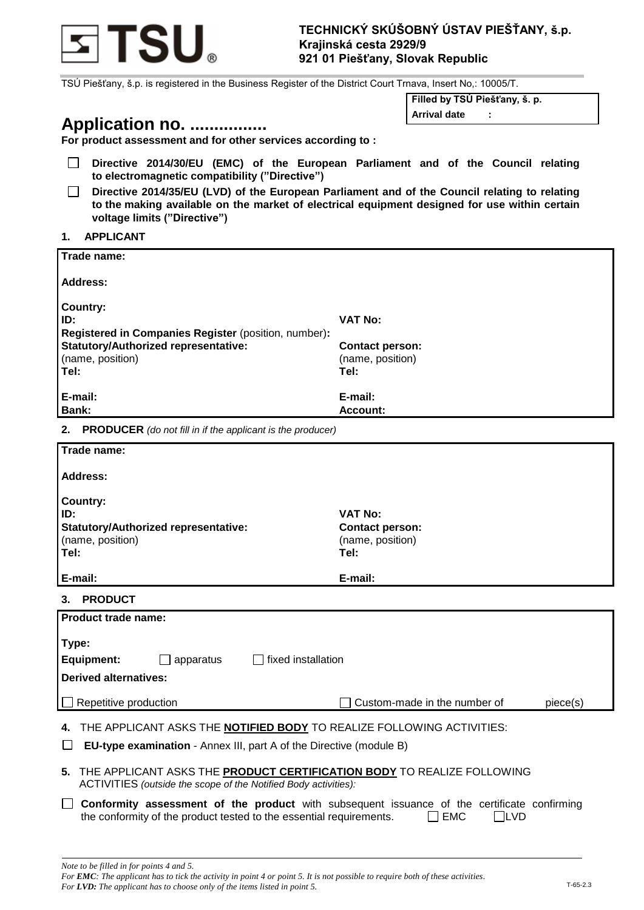**TECHNICKÝ SKÚŠOBNÝ ÚSTAV PIEŠŤANY, š.p.**
**Krajinská cesta 2929/9**
**921 01 Piešťany, Slovak Republic**

TSÚ Piešťany, š.p. is registered in the Business Register of the District Court Trnava, Insert No,: 10005/T.

| **Filled by TSÚ Piešťany, š. p.** |
|---|
| **Arrival date :** |

# Application no. ................

**For product assessment and for other services according to :**

- ☐ **Directive 2014/30/EU (EMC) of the European Parliament and of the Council relating to electromagnetic compatibility ("Directive")**
- ☐ **Directive 2014/35/EU (LVD) of the European Parliament and of the Council relating to relating to the making available on the market of electrical equipment designed for use within certain voltage limits ("Directive")**

## 1. APPLICANT

| | |
|---|---|
| **Trade name:** | |
| **Address:** | |
| **Country:** | |
| **ID:** | **VAT No:** |
| **Registered in Companies Register** (position, number)**:** | |
| **Statutory/Authorized representative:** (name, position) | **Contact person:** (name, position) |
| **Tel:** | **Tel:** |
| **E-mail:** | **E-mail:** |
| **Bank:** | **Account:** |

## 2. PRODUCER *(do not fill in if the applicant is the producer)*

| | |
|---|---|
| **Trade name:** | |
| **Address:** | |
| **Country:** | |
| **ID:** | **VAT No:** |
| **Statutory/Authorized representative:** (name, position) | **Contact person:** (name, position) |
| **Tel:** | **Tel:** |
| **E-mail:** | **E-mail:** |

## 3. PRODUCT

| | |
|---|---|
| **Product trade name:** | |
| **Type:** | |
| **Equipment:** ☐ apparatus ☐ fixed installation | |
| **Derived alternatives:** | |
| ☐ Repetitive production | ☐ Custom-made in the number of piece(s) |

## 4. THE APPLICANT ASKS THE **NOTIFIED BODY** TO REALIZE FOLLOWING ACTIVITIES:

☐ **EU-type examination** - Annex III, part A of the Directive (module B)

## 5. THE APPLICANT ASKS THE **PRODUCT CERTIFICATION BODY** TO REALIZE FOLLOWING ACTIVITIES *(outside the scope of the Notified Body activities):*

☐ **Conformity assessment of the product** with subsequent issuance of the certificate confirming the conformity of the product tested to the essential requirements. ☐ EMC ☐ LVD

*Note to be filled in for points 4 and 5.*
*For **EMC**: The applicant has to tick the activity in point 4 or point 5. It is not possible to require both of these activities.*
*For **LVD**: The applicant has to choose only of the items listed in point 5.*

T-65-2.3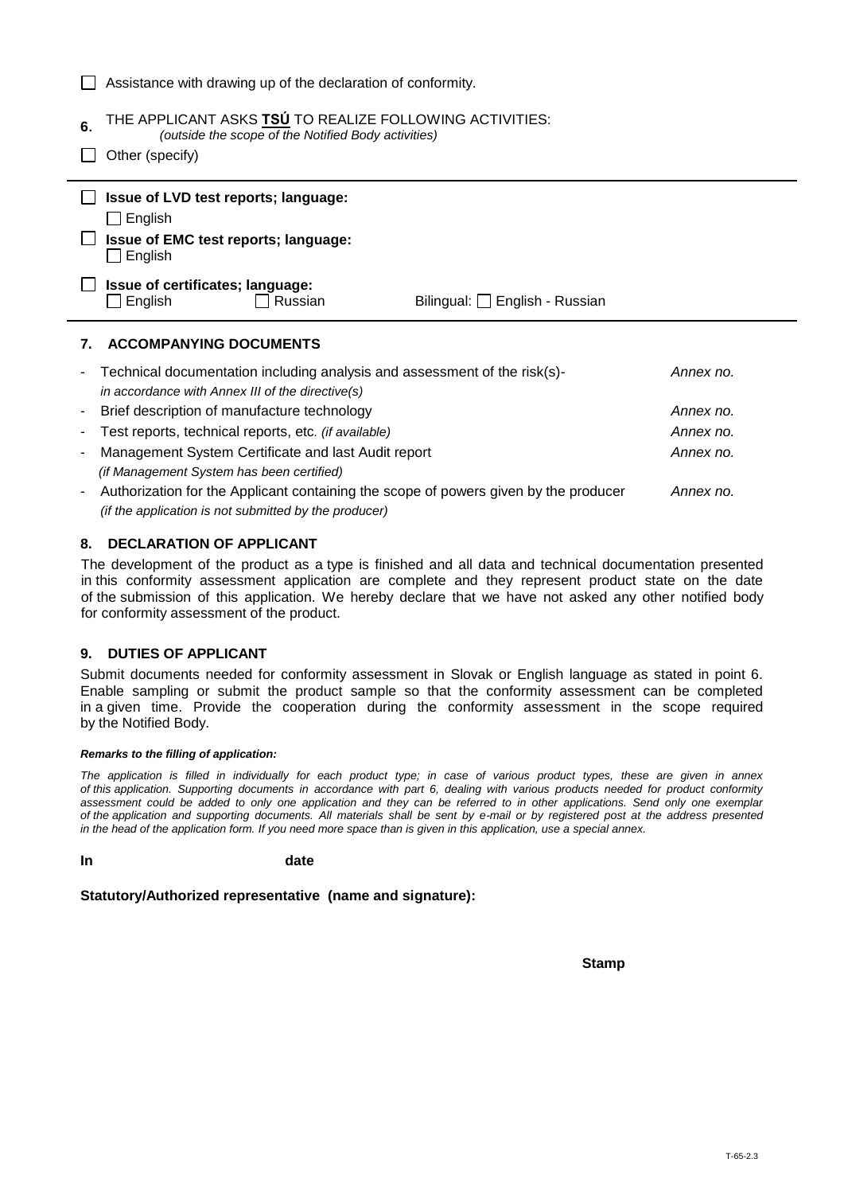☐ Assistance with drawing up of the declaration of conformity.

**6.** THE APPLICANT ASKS **TSÚ** TO REALIZE FOLLOWING ACTIVITIES:
*(outside the scope of the Notified Body activities)*

☐ Other (specify)

☐ **Issue of LVD test reports; language:**
☐ English

☐ **Issue of EMC test reports; language:**
☐ English

☐ **Issue of certificates; language:**
☐ English ☐ Russian Bilingual: ☐ English - Russian

## 7. ACCOMPANYING DOCUMENTS

- Technical documentation including analysis and assessment of the risk(s)- *in accordance with Annex III of the directive(s)* — *Annex no.*
- Brief description of manufacture technology — *Annex no.*
- Test reports, technical reports, etc. *(if available)* — *Annex no.*
- Management System Certificate and last Audit report *(if Management System has been certified)* — *Annex no.*
- Authorization for the Applicant containing the scope of powers given by the producer *(if the application is not submitted by the producer)* — *Annex no.*

## 8. DECLARATION OF APPLICANT

The development of the product as a type is finished and all data and technical documentation presented in this conformity assessment application are complete and they represent product state on the date of the submission of this application. We hereby declare that we have not asked any other notified body for conformity assessment of the product.

## 9. DUTIES OF APPLICANT

Submit documents needed for conformity assessment in Slovak or English language as stated in point 6. Enable sampling or submit the product sample so that the conformity assessment can be completed in a given time. Provide the cooperation during the conformity assessment in the scope required by the Notified Body.

***Remarks to the filling of application:***

*The application is filled in individually for each product type; in case of various product types, these are given in annex of this application. Supporting documents in accordance with part 6, dealing with various products needed for product conformity assessment could be added to only one application and they can be referred to in other applications. Send only one exemplar of the application and supporting documents. All materials shall be sent by e-mail or by registered post at the address presented in the head of the application form. If you need more space than is given in this application, use a special annex.*

**In** **date**

**Statutory/Authorized representative (name and signature):**

**Stamp**

T-65-2.3